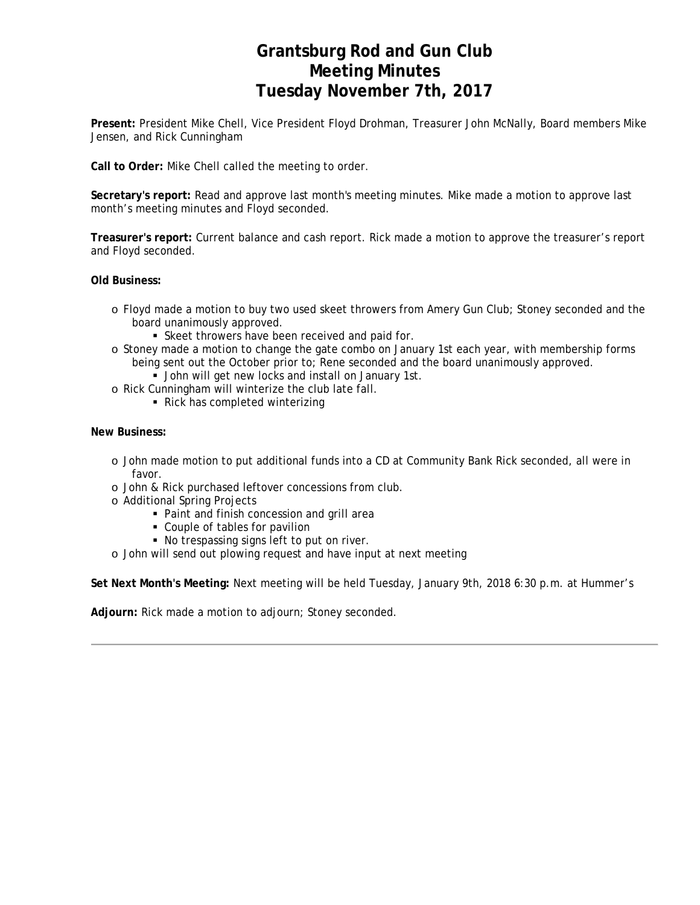# Grantsburg Rod and Gun Club
# Meeting Minutes
# Tuesday November 7th, 2017

**Present:** President Mike Chell, Vice President Floyd Drohman, Treasurer John McNally, Board members Mike Jensen, and Rick Cunningham

**Call to Order:** Mike Chell called the meeting to order.

**Secretary's report:** Read and approve last month's meeting minutes. Mike made a motion to approve last month's meeting minutes and Floyd seconded.

**Treasurer's report:** Current balance and cash report. Rick made a motion to approve the treasurer's report and Floyd seconded.

**Old Business:**

- Floyd made a motion to buy two used skeet throwers from Amery Gun Club; Stoney seconded and the board unanimously approved.
  - Skeet throwers have been received and paid for.
- Stoney made a motion to change the gate combo on January 1st each year, with membership forms being sent out the October prior to; Rene seconded and the board unanimously approved.
  - John will get new locks and install on January 1st.
- Rick Cunningham will winterize the club late fall.
  - Rick has completed winterizing

**New Business:**

- John made motion to put additional funds into a CD at Community Bank Rick seconded, all were in favor.
- John & Rick purchased leftover concessions from club.
- Additional Spring Projects
  - Paint and finish concession and grill area
  - Couple of tables for pavilion
  - No trespassing signs left to put on river.
- John will send out plowing request and have input at next meeting

**Set Next Month's Meeting:** Next meeting will be held Tuesday, January 9th, 2018 6:30 p.m. at Hummer's

**Adjourn:** Rick made a motion to adjourn; Stoney seconded.

---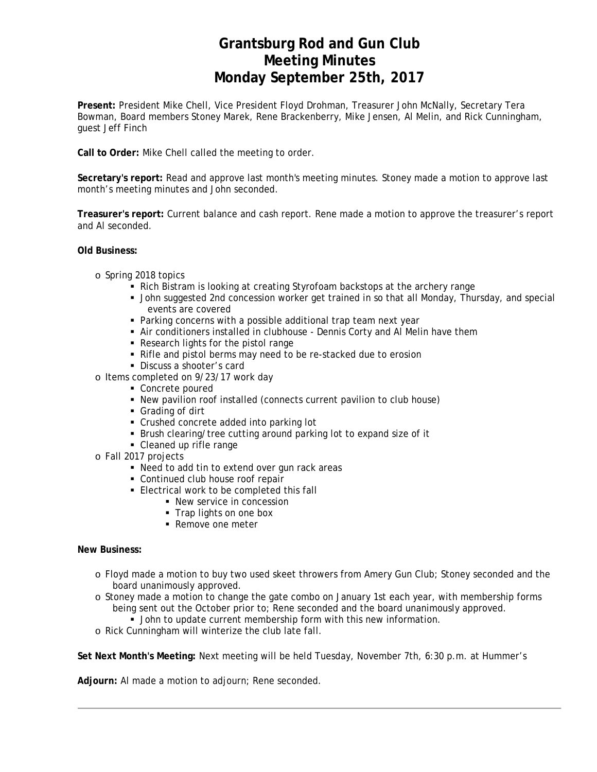# Grantsburg Rod and Gun Club
# Meeting Minutes
# Monday September 25th, 2017

**Present:** President Mike Chell, Vice President Floyd Drohman, Treasurer John McNally, Secretary Tera Bowman, Board members Stoney Marek, Rene Brackenberry, Mike Jensen, Al Melin, and Rick Cunningham, guest Jeff Finch

**Call to Order:** Mike Chell called the meeting to order.

**Secretary's report:** Read and approve last month's meeting minutes. Stoney made a motion to approve last month's meeting minutes and John seconded.

**Treasurer's report:** Current balance and cash report. Rene made a motion to approve the treasurer's report and Al seconded.

**Old Business:**

- Spring 2018 topics
  - Rich Bistram is looking at creating Styrofoam backstops at the archery range
  - John suggested 2nd concession worker get trained in so that all Monday, Thursday, and special events are covered
  - Parking concerns with a possible additional trap team next year
  - Air conditioners installed in clubhouse - Dennis Corty and Al Melin have them
  - Research lights for the pistol range
  - Rifle and pistol berms may need to be re-stacked due to erosion
  - Discuss a shooter's card
- Items completed on 9/23/17 work day
  - Concrete poured
  - New pavilion roof installed (connects current pavilion to club house)
  - Grading of dirt
  - Crushed concrete added into parking lot
  - Brush clearing/tree cutting around parking lot to expand size of it
  - Cleaned up rifle range
- Fall 2017 projects
  - Need to add tin to extend over gun rack areas
  - Continued club house roof repair
  - Electrical work to be completed this fall
    - New service in concession
    - Trap lights on one box
    - Remove one meter

**New Business:**

- Floyd made a motion to buy two used skeet throwers from Amery Gun Club; Stoney seconded and the board unanimously approved.
- Stoney made a motion to change the gate combo on January 1st each year, with membership forms being sent out the October prior to; Rene seconded and the board unanimously approved.
  - John to update current membership form with this new information.
- Rick Cunningham will winterize the club late fall.

**Set Next Month's Meeting:** Next meeting will be held Tuesday, November 7th, 6:30 p.m. at Hummer's

**Adjourn:** Al made a motion to adjourn; Rene seconded.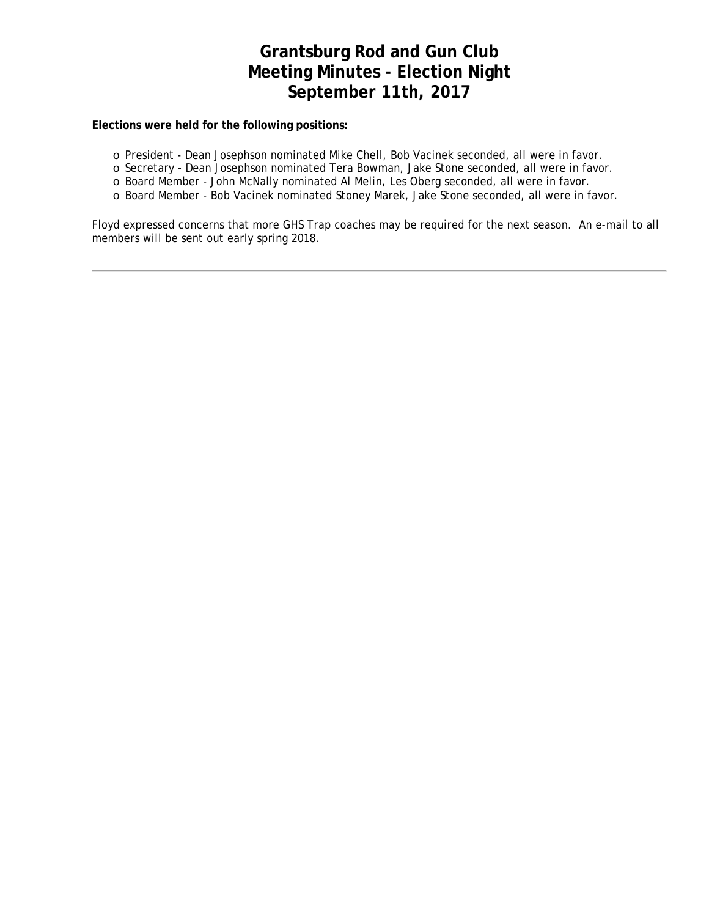# Grantsburg Rod and Gun Club
# Meeting Minutes - Election Night
# September 11th, 2017

**Elections were held for the following positions:**

- President - Dean Josephson nominated Mike Chell, Bob Vacinek seconded, all were in favor.
- Secretary - Dean Josephson nominated Tera Bowman, Jake Stone seconded, all were in favor.
- Board Member - John McNally nominated Al Melin, Les Oberg seconded, all were in favor.
- Board Member - Bob Vacinek nominated Stoney Marek, Jake Stone seconded, all were in favor.

Floyd expressed concerns that more GHS Trap coaches may be required for the next season. An e-mail to all members will be sent out early spring 2018.

---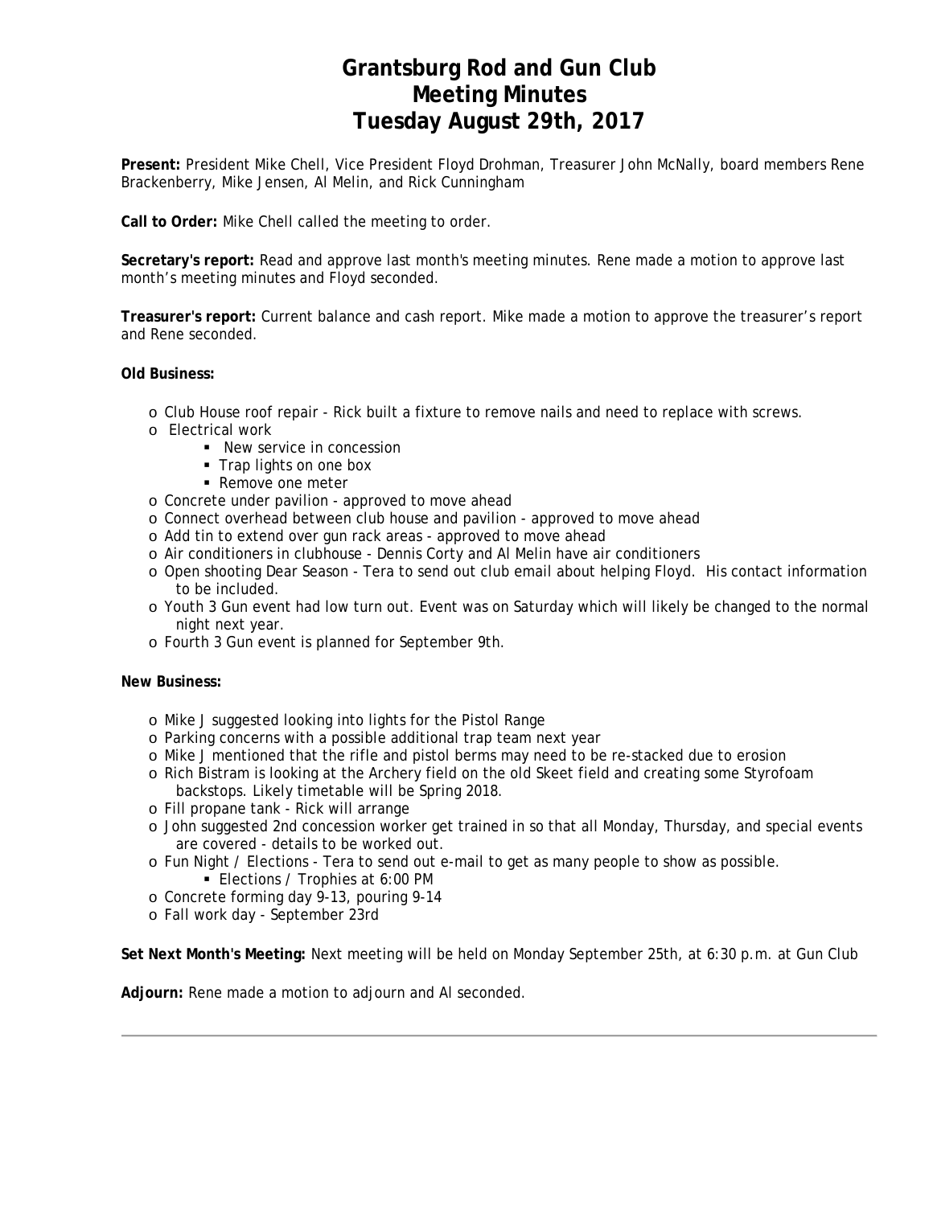# Grantsburg Rod and Gun Club
# Meeting Minutes
# Tuesday August 29th, 2017

**Present:** President Mike Chell, Vice President Floyd Drohman, Treasurer John McNally, board members Rene Brackenberry, Mike Jensen, Al Melin, and Rick Cunningham

**Call to Order:** Mike Chell called the meeting to order.

**Secretary's report:** Read and approve last month's meeting minutes. Rene made a motion to approve last month's meeting minutes and Floyd seconded.

**Treasurer's report:** Current balance and cash report. Mike made a motion to approve the treasurer's report and Rene seconded.

**Old Business:**

- Club House roof repair - Rick built a fixture to remove nails and need to replace with screws.
- Electrical work
  - New service in concession
  - Trap lights on one box
  - Remove one meter
- Concrete under pavilion - approved to move ahead
- Connect overhead between club house and pavilion - approved to move ahead
- Add tin to extend over gun rack areas - approved to move ahead
- Air conditioners in clubhouse - Dennis Corty and Al Melin have air conditioners
- Open shooting Dear Season - Tera to send out club email about helping Floyd. His contact information to be included.
- Youth 3 Gun event had low turn out. Event was on Saturday which will likely be changed to the normal night next year.
- Fourth 3 Gun event is planned for September 9th.

**New Business:**

- Mike J suggested looking into lights for the Pistol Range
- Parking concerns with a possible additional trap team next year
- Mike J mentioned that the rifle and pistol berms may need to be re-stacked due to erosion
- Rich Bistram is looking at the Archery field on the old Skeet field and creating some Styrofoam backstops. Likely timetable will be Spring 2018.
- Fill propane tank - Rick will arrange
- John suggested 2nd concession worker get trained in so that all Monday, Thursday, and special events are covered - details to be worked out.
- Fun Night / Elections - Tera to send out e-mail to get as many people to show as possible.
  - Elections / Trophies at 6:00 PM
- Concrete forming day 9-13, pouring 9-14
- Fall work day - September 23rd

**Set Next Month's Meeting:** Next meeting will be held on Monday September 25th, at 6:30 p.m. at Gun Club

**Adjourn:** Rene made a motion to adjourn and Al seconded.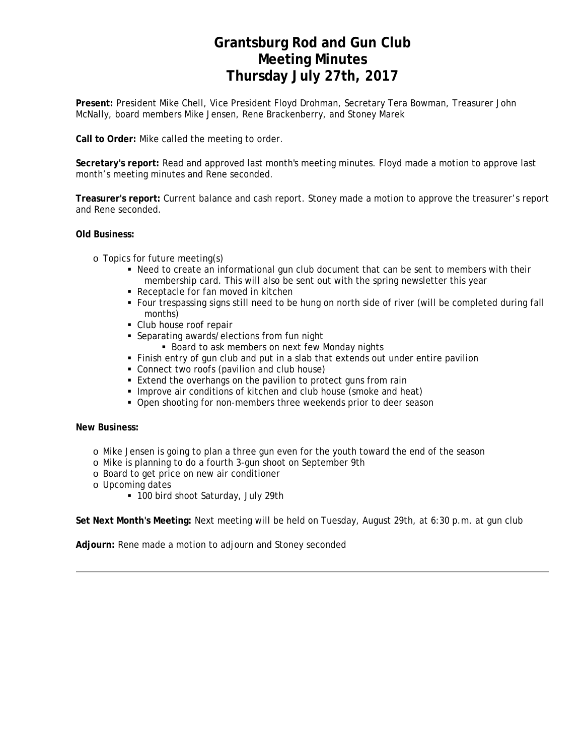# Grantsburg Rod and Gun Club
# Meeting Minutes
# Thursday July 27th, 2017

**Present:** President Mike Chell, Vice President Floyd Drohman, Secretary Tera Bowman, Treasurer John McNally, board members Mike Jensen, Rene Brackenberry, and Stoney Marek

**Call to Order:** Mike called the meeting to order.

**Secretary's report:** Read and approved last month's meeting minutes. Floyd made a motion to approve last month's meeting minutes and Rene seconded.

**Treasurer's report:** Current balance and cash report. Stoney made a motion to approve the treasurer's report and Rene seconded.

**Old Business:**

- Topics for future meeting(s)
  - Need to create an informational gun club document that can be sent to members with their membership card. This will also be sent out with the spring newsletter this year
  - Receptacle for fan moved in kitchen
  - Four trespassing signs still need to be hung on north side of river (will be completed during fall months)
  - Club house roof repair
  - Separating awards/elections from fun night
    - Board to ask members on next few Monday nights
  - Finish entry of gun club and put in a slab that extends out under entire pavilion
  - Connect two roofs (pavilion and club house)
  - Extend the overhangs on the pavilion to protect guns from rain
  - Improve air conditions of kitchen and club house (smoke and heat)
  - Open shooting for non-members three weekends prior to deer season

**New Business:**

- Mike Jensen is going to plan a three gun even for the youth toward the end of the season
- Mike is planning to do a fourth 3-gun shoot on September 9th
- Board to get price on new air conditioner
- Upcoming dates
  - 100 bird shoot Saturday, July 29th

**Set Next Month's Meeting:** Next meeting will be held on Tuesday, August 29th, at 6:30 p.m. at gun club

**Adjourn:** Rene made a motion to adjourn and Stoney seconded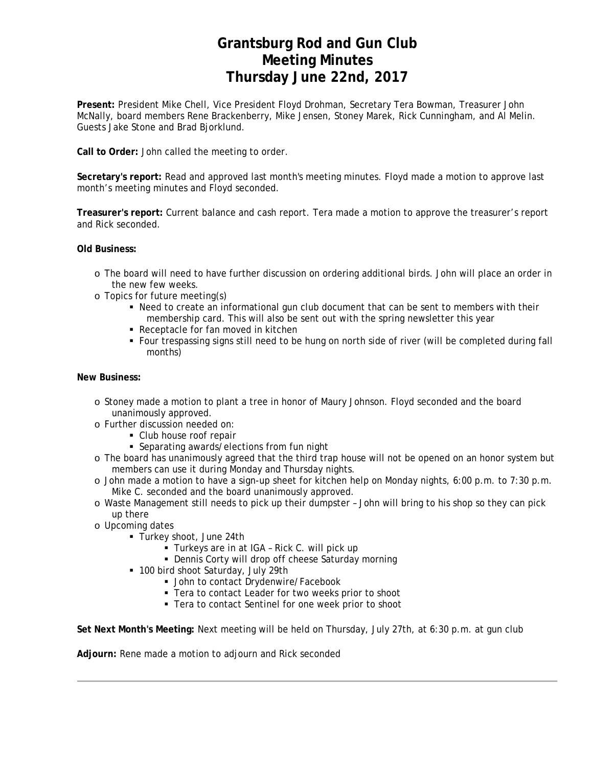# Grantsburg Rod and Gun Club
# Meeting Minutes
# Thursday June 22nd, 2017

**Present:** President Mike Chell, Vice President Floyd Drohman, Secretary Tera Bowman, Treasurer John McNally, board members Rene Brackenberry, Mike Jensen, Stoney Marek, Rick Cunningham, and Al Melin. Guests Jake Stone and Brad Bjorklund.

**Call to Order:** John called the meeting to order.

**Secretary's report:** Read and approved last month's meeting minutes. Floyd made a motion to approve last month's meeting minutes and Floyd seconded.

**Treasurer's report:** Current balance and cash report. Tera made a motion to approve the treasurer's report and Rick seconded.

**Old Business:**

- The board will need to have further discussion on ordering additional birds. John will place an order in the new few weeks.
- Topics for future meeting(s)
  - Need to create an informational gun club document that can be sent to members with their membership card. This will also be sent out with the spring newsletter this year
  - Receptacle for fan moved in kitchen
  - Four trespassing signs still need to be hung on north side of river (will be completed during fall months)

**New Business:**

- Stoney made a motion to plant a tree in honor of Maury Johnson. Floyd seconded and the board unanimously approved.
- Further discussion needed on:
  - Club house roof repair
  - Separating awards/elections from fun night
- The board has unanimously agreed that the third trap house will not be opened on an honor system but members can use it during Monday and Thursday nights.
- John made a motion to have a sign-up sheet for kitchen help on Monday nights, 6:00 p.m. to 7:30 p.m. Mike C. seconded and the board unanimously approved.
- Waste Management still needs to pick up their dumpster – John will bring to his shop so they can pick up there
- Upcoming dates
  - Turkey shoot, June 24th
    - Turkeys are in at IGA – Rick C. will pick up
    - Dennis Corty will drop off cheese Saturday morning
  - 100 bird shoot Saturday, July 29th
    - John to contact Drydenwire/Facebook
    - Tera to contact Leader for two weeks prior to shoot
    - Tera to contact Sentinel for one week prior to shoot

**Set Next Month's Meeting:** Next meeting will be held on Thursday, July 27th, at 6:30 p.m. at gun club

**Adjourn:** Rene made a motion to adjourn and Rick seconded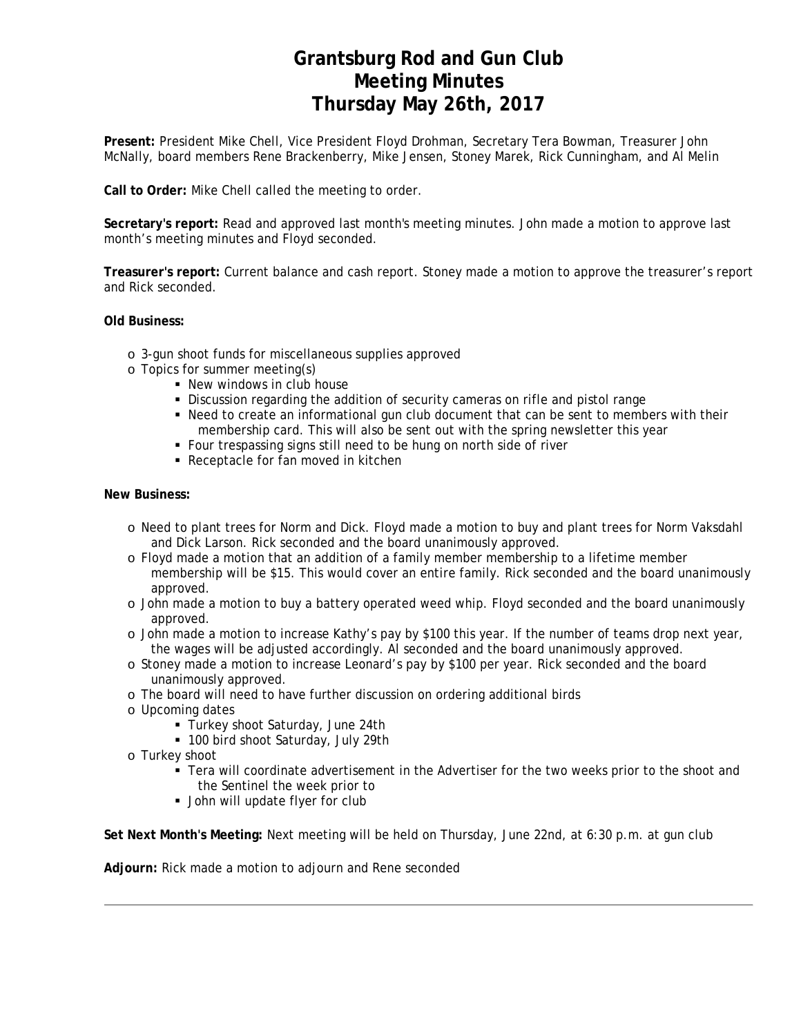# Grantsburg Rod and Gun Club
# Meeting Minutes
# Thursday May 26th, 2017

**Present:** President Mike Chell, Vice President Floyd Drohman, Secretary Tera Bowman, Treasurer John McNally, board members Rene Brackenberry, Mike Jensen, Stoney Marek, Rick Cunningham, and Al Melin

**Call to Order:** Mike Chell called the meeting to order.

**Secretary's report:** Read and approved last month's meeting minutes. John made a motion to approve last month's meeting minutes and Floyd seconded.

**Treasurer's report:** Current balance and cash report. Stoney made a motion to approve the treasurer's report and Rick seconded.

**Old Business:**

- 3-gun shoot funds for miscellaneous supplies approved
- Topics for summer meeting(s)
  - New windows in club house
  - Discussion regarding the addition of security cameras on rifle and pistol range
  - Need to create an informational gun club document that can be sent to members with their membership card. This will also be sent out with the spring newsletter this year
  - Four trespassing signs still need to be hung on north side of river
  - Receptacle for fan moved in kitchen

**New Business:**

- Need to plant trees for Norm and Dick. Floyd made a motion to buy and plant trees for Norm Vaksdahl and Dick Larson. Rick seconded and the board unanimously approved.
- Floyd made a motion that an addition of a family member membership to a lifetime member membership will be $15. This would cover an entire family. Rick seconded and the board unanimously approved.
- John made a motion to buy a battery operated weed whip. Floyd seconded and the board unanimously approved.
- John made a motion to increase Kathy's pay by $100 this year. If the number of teams drop next year, the wages will be adjusted accordingly. Al seconded and the board unanimously approved.
- Stoney made a motion to increase Leonard's pay by $100 per year. Rick seconded and the board unanimously approved.
- The board will need to have further discussion on ordering additional birds
- Upcoming dates
  - Turkey shoot Saturday, June 24th
  - 100 bird shoot Saturday, July 29th
- Turkey shoot
  - Tera will coordinate advertisement in the Advertiser for the two weeks prior to the shoot and the Sentinel the week prior to
  - John will update flyer for club

**Set Next Month's Meeting:** Next meeting will be held on Thursday, June 22nd, at 6:30 p.m. at gun club

**Adjourn:** Rick made a motion to adjourn and Rene seconded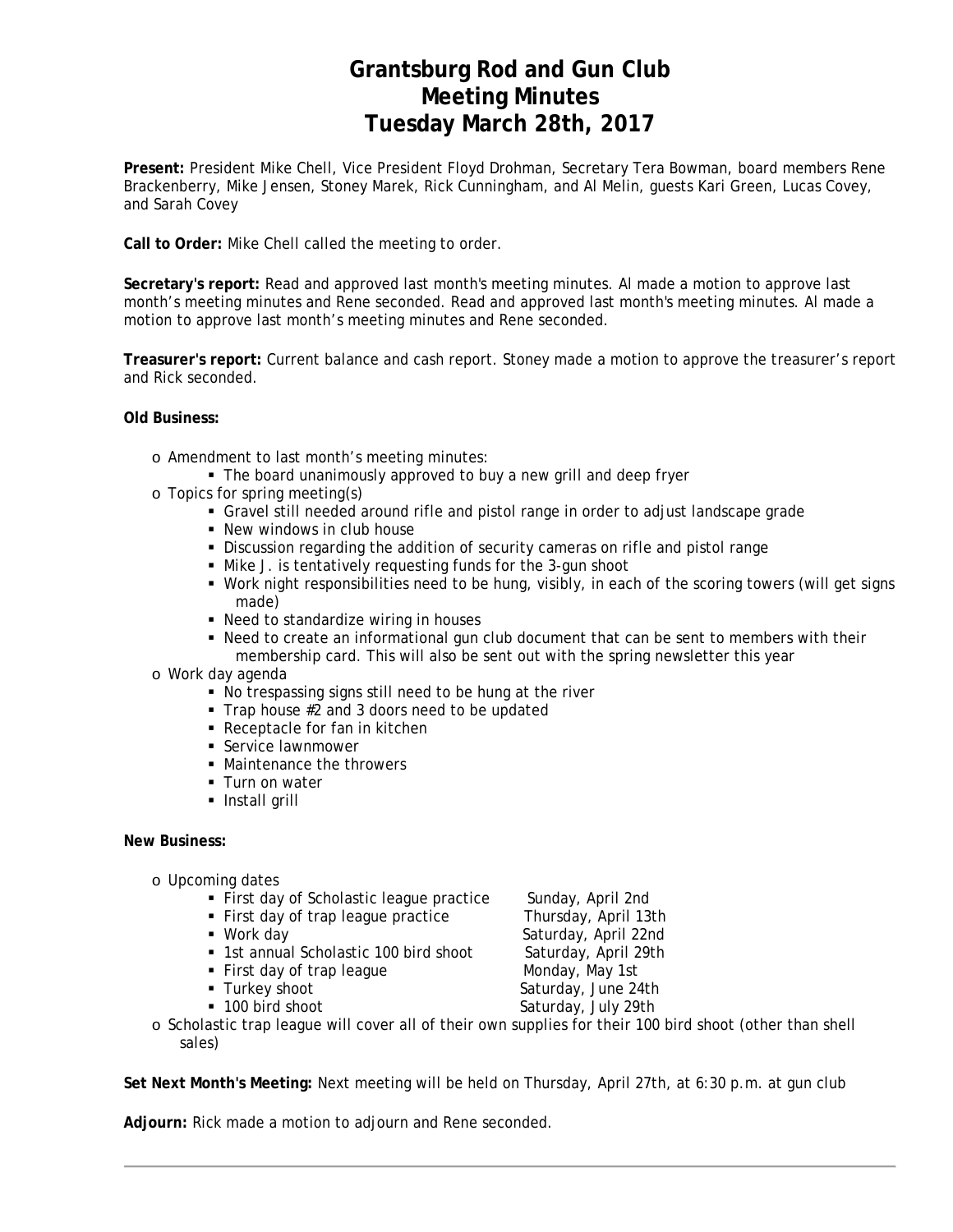# Grantsburg Rod and Gun Club
# Meeting Minutes
# Tuesday March 28th, 2017

**Present:** President Mike Chell, Vice President Floyd Drohman, Secretary Tera Bowman, board members Rene Brackenberry, Mike Jensen, Stoney Marek, Rick Cunningham, and Al Melin, guests Kari Green, Lucas Covey, and Sarah Covey

**Call to Order:** Mike Chell called the meeting to order.

**Secretary's report:** Read and approved last month's meeting minutes. Al made a motion to approve last month's meeting minutes and Rene seconded. Read and approved last month's meeting minutes. Al made a motion to approve last month's meeting minutes and Rene seconded.

**Treasurer's report:** Current balance and cash report. Stoney made a motion to approve the treasurer's report and Rick seconded.

**Old Business:**

- Amendment to last month's meeting minutes:
  - The board unanimously approved to buy a new grill and deep fryer
- Topics for spring meeting(s)
  - Gravel still needed around rifle and pistol range in order to adjust landscape grade
  - New windows in club house
  - Discussion regarding the addition of security cameras on rifle and pistol range
  - Mike J. is tentatively requesting funds for the 3-gun shoot
  - Work night responsibilities need to be hung, visibly, in each of the scoring towers (will get signs made)
  - Need to standardize wiring in houses
  - Need to create an informational gun club document that can be sent to members with their membership card. This will also be sent out with the spring newsletter this year
- Work day agenda
  - No trespassing signs still need to be hung at the river
  - Trap house #2 and 3 doors need to be updated
  - Receptacle for fan in kitchen
  - Service lawnmower
  - Maintenance the throwers
  - Turn on water
  - Install grill

**New Business:**

- Upcoming dates
  - First day of Scholastic league practice — Sunday, April 2nd
  - First day of trap league practice — Thursday, April 13th
  - Work day — Saturday, April 22nd
  - 1st annual Scholastic 100 bird shoot — Saturday, April 29th
  - First day of trap league — Monday, May 1st
  - Turkey shoot — Saturday, June 24th
  - 100 bird shoot — Saturday, July 29th
- Scholastic trap league will cover all of their own supplies for their 100 bird shoot (other than shell sales)

**Set Next Month's Meeting:** Next meeting will be held on Thursday, April 27th, at 6:30 p.m. at gun club

**Adjourn:** Rick made a motion to adjourn and Rene seconded.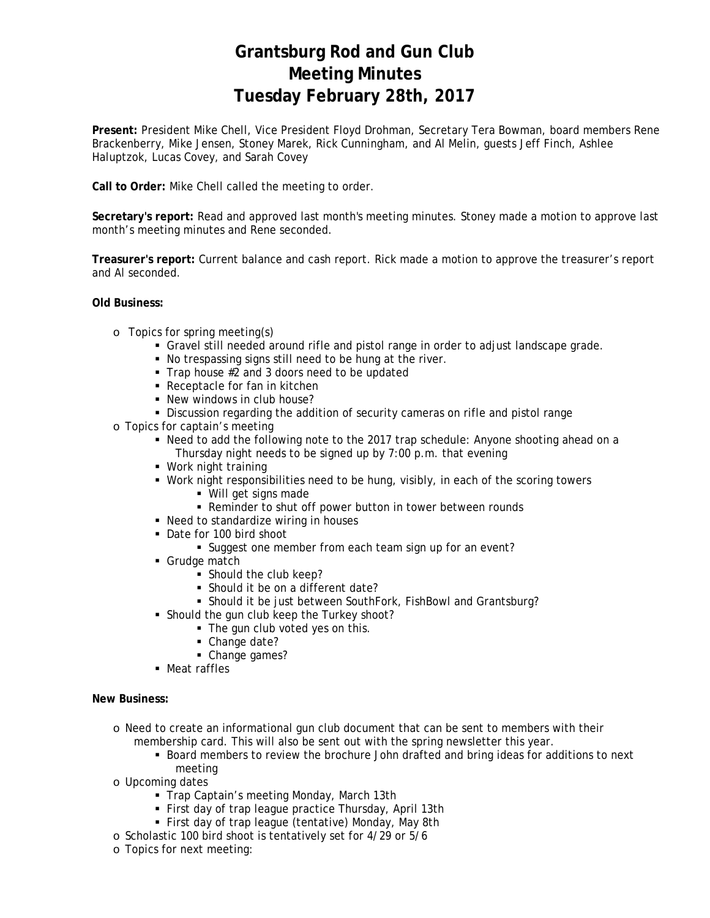# Grantsburg Rod and Gun Club
# Meeting Minutes
# Tuesday February 28th, 2017

**Present:** President Mike Chell, Vice President Floyd Drohman, Secretary Tera Bowman, board members Rene Brackenberry, Mike Jensen, Stoney Marek, Rick Cunningham, and Al Melin, guests Jeff Finch, Ashlee Haluptzok, Lucas Covey, and Sarah Covey

**Call to Order:** Mike Chell called the meeting to order.

**Secretary's report:** Read and approved last month's meeting minutes. Stoney made a motion to approve last month's meeting minutes and Rene seconded.

**Treasurer's report:** Current balance and cash report. Rick made a motion to approve the treasurer's report and Al seconded.

**Old Business:**

- Topics for spring meeting(s)
  - Gravel still needed around rifle and pistol range in order to adjust landscape grade.
  - No trespassing signs still need to be hung at the river.
  - Trap house #2 and 3 doors need to be updated
  - Receptacle for fan in kitchen
  - New windows in club house?
  - Discussion regarding the addition of security cameras on rifle and pistol range
- Topics for captain's meeting
  - Need to add the following note to the 2017 trap schedule: Anyone shooting ahead on a Thursday night needs to be signed up by 7:00 p.m. that evening
  - Work night training
  - Work night responsibilities need to be hung, visibly, in each of the scoring towers
    - Will get signs made
    - Reminder to shut off power button in tower between rounds
  - Need to standardize wiring in houses
  - Date for 100 bird shoot
    - Suggest one member from each team sign up for an event?
  - Grudge match
    - Should the club keep?
    - Should it be on a different date?
    - Should it be just between SouthFork, FishBowl and Grantsburg?
  - Should the gun club keep the Turkey shoot?
    - The gun club voted yes on this.
    - Change date?
    - Change games?
  - Meat raffles

**New Business:**

- Need to create an informational gun club document that can be sent to members with their membership card. This will also be sent out with the spring newsletter this year.
  - Board members to review the brochure John drafted and bring ideas for additions to next meeting
- Upcoming dates
  - Trap Captain's meeting Monday, March 13th
  - First day of trap league practice Thursday, April 13th
  - First day of trap league (tentative) Monday, May 8th
- Scholastic 100 bird shoot is tentatively set for 4/29 or 5/6
- Topics for next meeting: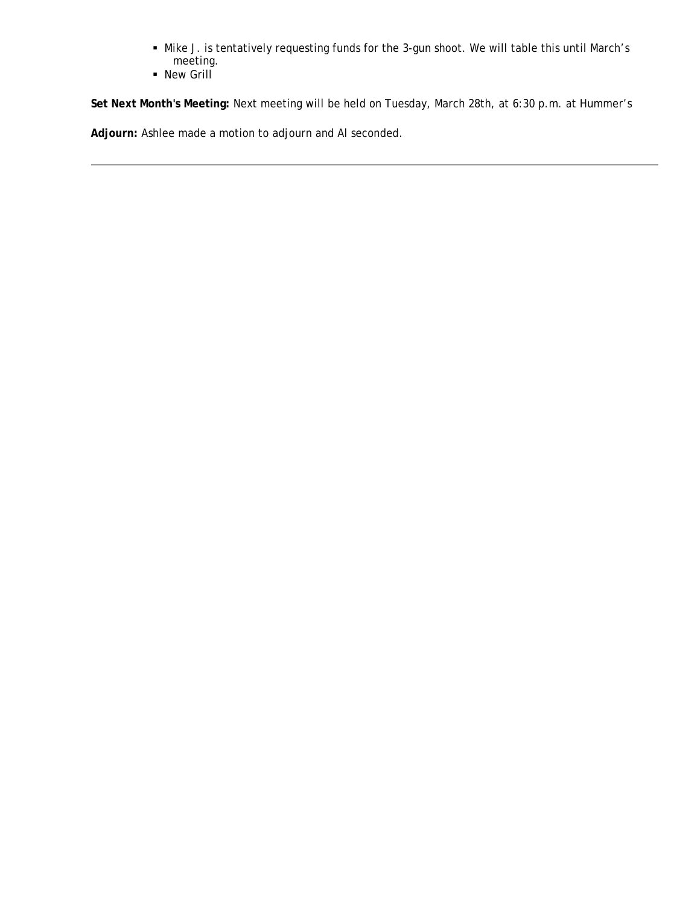- Mike J. is tentatively requesting funds for the 3-gun shoot. We will table this until March's meeting.
- New Grill

**Set Next Month's Meeting:** Next meeting will be held on Tuesday, March 28th, at 6:30 p.m. at Hummer's

**Adjourn:** Ashlee made a motion to adjourn and Al seconded.

---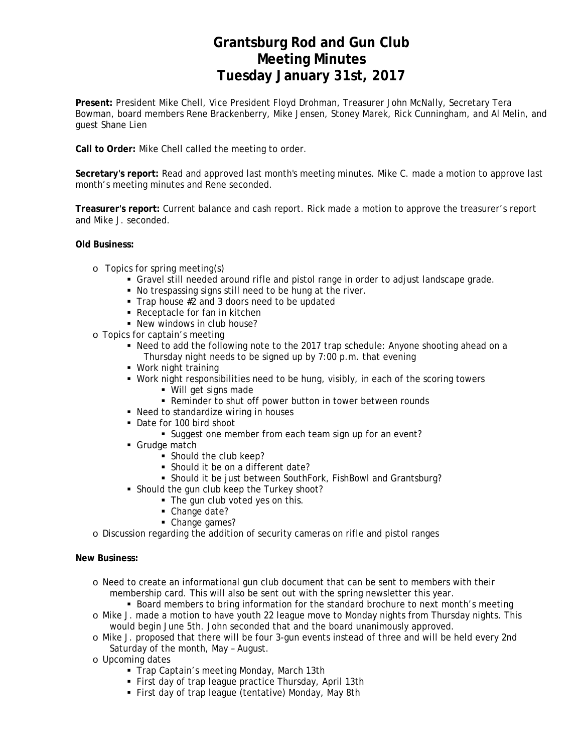# Grantsburg Rod and Gun Club
# Meeting Minutes
# Tuesday January 31st, 2017

**Present:** President Mike Chell, Vice President Floyd Drohman, Treasurer John McNally, Secretary Tera Bowman, board members Rene Brackenberry, Mike Jensen, Stoney Marek, Rick Cunningham, and Al Melin, and guest Shane Lien

**Call to Order:** Mike Chell called the meeting to order.

**Secretary's report:** Read and approved last month's meeting minutes. Mike C. made a motion to approve last month's meeting minutes and Rene seconded.

**Treasurer's report:** Current balance and cash report. Rick made a motion to approve the treasurer's report and Mike J. seconded.

**Old Business:**

- Topics for spring meeting(s)
  - Gravel still needed around rifle and pistol range in order to adjust landscape grade.
  - No trespassing signs still need to be hung at the river.
  - Trap house #2 and 3 doors need to be updated
  - Receptacle for fan in kitchen
  - New windows in club house?
- Topics for captain's meeting
  - Need to add the following note to the 2017 trap schedule: Anyone shooting ahead on a Thursday night needs to be signed up by 7:00 p.m. that evening
  - Work night training
  - Work night responsibilities need to be hung, visibly, in each of the scoring towers
    - Will get signs made
    - Reminder to shut off power button in tower between rounds
  - Need to standardize wiring in houses
  - Date for 100 bird shoot
    - Suggest one member from each team sign up for an event?
  - Grudge match
    - Should the club keep?
    - Should it be on a different date?
    - Should it be just between SouthFork, FishBowl and Grantsburg?
  - Should the gun club keep the Turkey shoot?
    - The gun club voted yes on this.
    - Change date?
    - Change games?
- Discussion regarding the addition of security cameras on rifle and pistol ranges

**New Business:**

- Need to create an informational gun club document that can be sent to members with their membership card. This will also be sent out with the spring newsletter this year.
  - Board members to bring information for the standard brochure to next month's meeting
- Mike J. made a motion to have youth 22 league move to Monday nights from Thursday nights. This would begin June 5th. John seconded that and the board unanimously approved.
- Mike J. proposed that there will be four 3-gun events instead of three and will be held every 2nd Saturday of the month, May – August.
- Upcoming dates
  - Trap Captain's meeting Monday, March 13th
  - First day of trap league practice Thursday, April 13th
  - First day of trap league (tentative) Monday, May 8th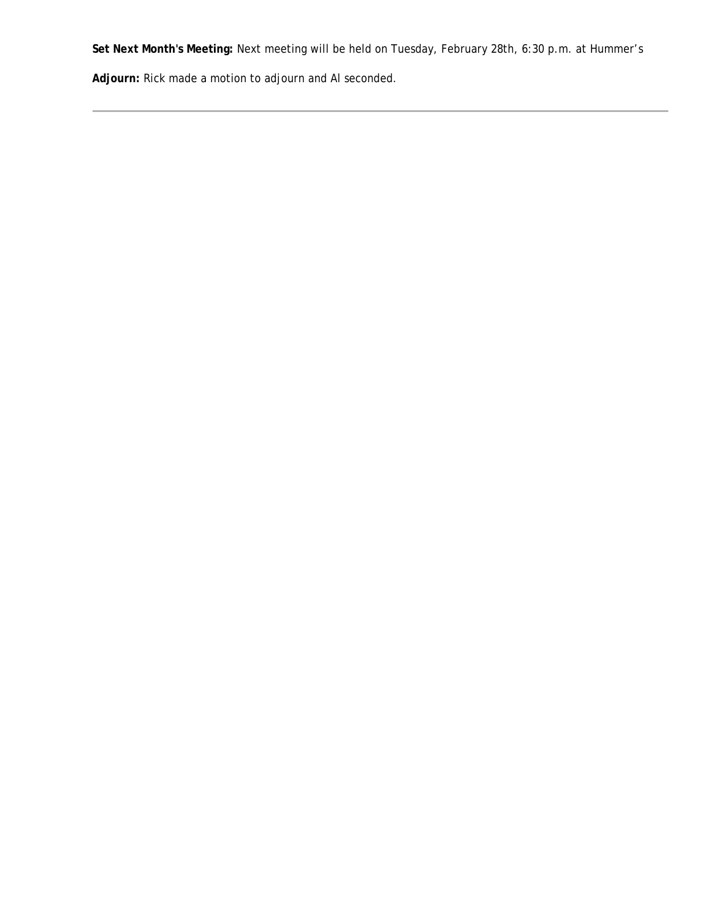**Set Next Month's Meeting:** Next meeting will be held on Tuesday, February 28th, 6:30 p.m. at Hummer's

**Adjourn:** Rick made a motion to adjourn and Al seconded.

---